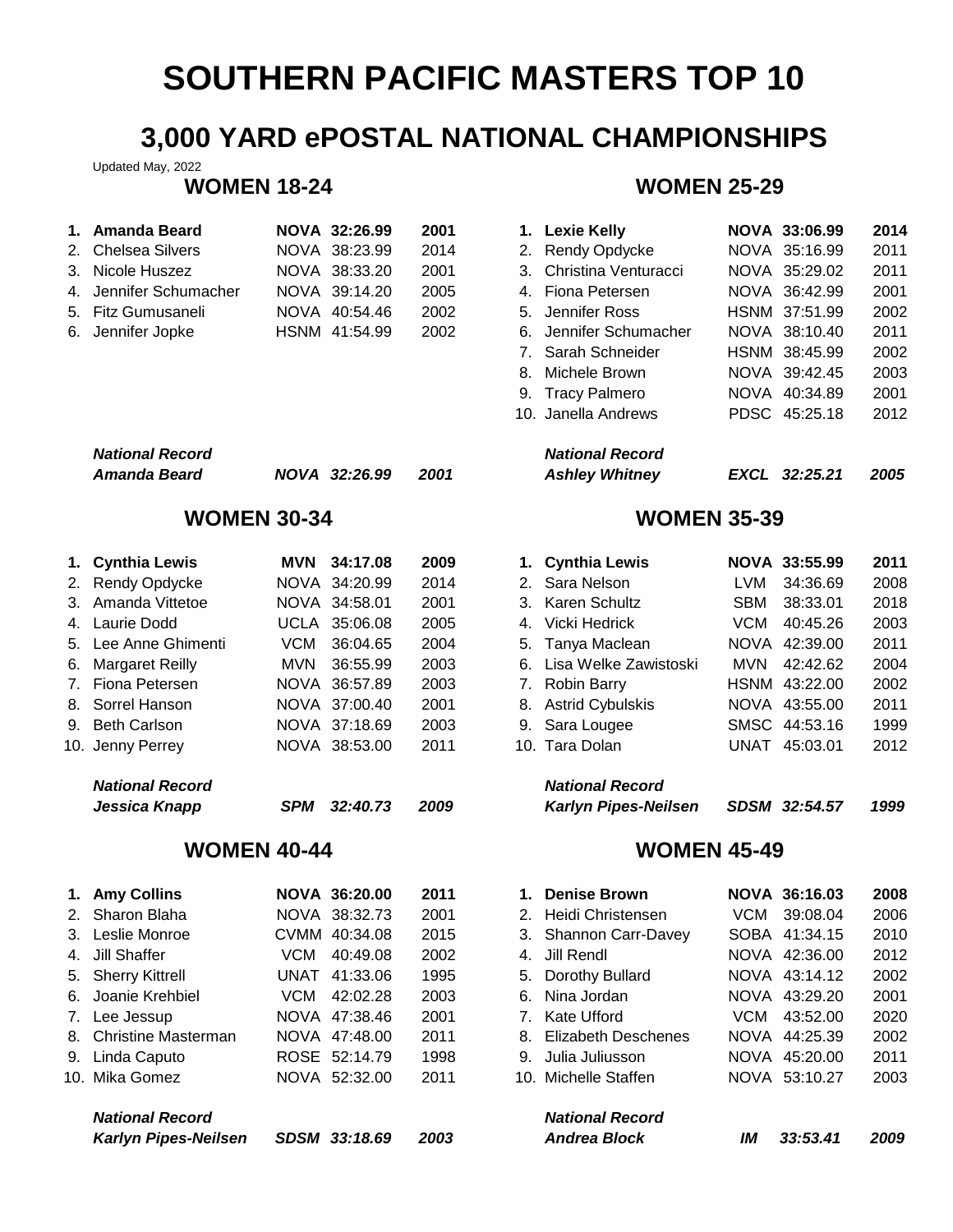# SOUTHERN PACIFIC MASTERS TOP 10

## 3,000 YARD ePOSTAL NATIONAL CHAMPIONSHIPS

Updated May, 2022

### WOMEN 18-24

| Place | Name | Club | Time | Year |
|---|---|---|---|---|
| **1.** | **Amanda Beard** | **NOVA** | **32:26.99** | **2001** |
| 2. | Chelsea Silvers | NOVA | 38:23.99 | 2014 |
| 3. | Nicole Huszez | NOVA | 38:33.20 | 2001 |
| 4. | Jennifer Schumacher | NOVA | 39:14.20 | 2005 |
| 5. | Fitz Gumusaneli | NOVA | 40:54.46 | 2002 |
| 6. | Jennifer Jopke | HSNM | 41:54.99 | 2002 |

***National Record***
***Amanda Beard — NOVA — 32:26.99 — 2001***

### WOMEN 25-29

| Place | Name | Club | Time | Year |
|---|---|---|---|---|
| **1.** | **Lexie Kelly** | **NOVA** | **33:06.99** | **2014** |
| 2. | Rendy Opdycke | NOVA | 35:16.99 | 2011 |
| 3. | Christina Venturacci | NOVA | 35:29.02 | 2011 |
| 4. | Fiona Petersen | NOVA | 36:42.99 | 2001 |
| 5. | Jennifer Ross | HSNM | 37:51.99 | 2002 |
| 6. | Jennifer Schumacher | NOVA | 38:10.40 | 2011 |
| 7. | Sarah Schneider | HSNM | 38:45.99 | 2002 |
| 8. | Michele Brown | NOVA | 39:42.45 | 2003 |
| 9. | Tracy Palmero | NOVA | 40:34.89 | 2001 |
| 10. | Janella Andrews | PDSC | 45:25.18 | 2012 |

***National Record***
***Ashley Whitney — EXCL — 32:25.21 — 2005***

### WOMEN 30-34

| Place | Name | Club | Time | Year |
|---|---|---|---|---|
| **1.** | **Cynthia Lewis** | **MVN** | **34:17.08** | **2009** |
| 2. | Rendy Opdycke | NOVA | 34:20.99 | 2014 |
| 3. | Amanda Vittetoe | NOVA | 34:58.01 | 2001 |
| 4. | Laurie Dodd | UCLA | 35:06.08 | 2005 |
| 5. | Lee Anne Ghimenti | VCM | 36:04.65 | 2004 |
| 6. | Margaret Reilly | MVN | 36:55.99 | 2003 |
| 7. | Fiona Petersen | NOVA | 36:57.89 | 2003 |
| 8. | Sorrel Hanson | NOVA | 37:00.40 | 2001 |
| 9. | Beth Carlson | NOVA | 37:18.69 | 2003 |
| 10. | Jenny Perrey | NOVA | 38:53.00 | 2011 |

***National Record***
***Jessica Knapp — SPM — 32:40.73 — 2009***

### WOMEN 35-39

| Place | Name | Club | Time | Year |
|---|---|---|---|---|
| **1.** | **Cynthia Lewis** | **NOVA** | **33:55.99** | **2011** |
| 2. | Sara Nelson | LVM | 34:36.69 | 2008 |
| 3. | Karen Schultz | SBM | 38:33.01 | 2018 |
| 4. | Vicki Hedrick | VCM | 40:45.26 | 2003 |
| 5. | Tanya Maclean | NOVA | 42:39.00 | 2011 |
| 6. | Lisa Welke Zawistoski | MVN | 42:42.62 | 2004 |
| 7. | Robin Barry | HSNM | 43:22.00 | 2002 |
| 8. | Astrid Cybulskis | NOVA | 43:55.00 | 2011 |
| 9. | Sara Lougee | SMSC | 44:53.16 | 1999 |
| 10. | Tara Dolan | UNAT | 45:03.01 | 2012 |

***National Record***
***Karlyn Pipes-Neilsen — SDSM — 32:54.57 — 1999***

### WOMEN 40-44

| Place | Name | Club | Time | Year |
|---|---|---|---|---|
| **1.** | **Amy Collins** | **NOVA** | **36:20.00** | **2011** |
| 2. | Sharon Blaha | NOVA | 38:32.73 | 2001 |
| 3. | Leslie Monroe | CVMM | 40:34.08 | 2015 |
| 4. | Jill Shaffer | VCM | 40:49.08 | 2002 |
| 5. | Sherry Kittrell | UNAT | 41:33.06 | 1995 |
| 6. | Joanie Krehbiel | VCM | 42:02.28 | 2003 |
| 7. | Lee Jessup | NOVA | 47:38.46 | 2001 |
| 8. | Christine Masterman | NOVA | 47:48.00 | 2011 |
| 9. | Linda Caputo | ROSE | 52:14.79 | 1998 |
| 10. | Mika Gomez | NOVA | 52:32.00 | 2011 |

***National Record***
***Karlyn Pipes-Neilsen — SDSM — 33:18.69 — 2003***

### WOMEN 45-49

| Place | Name | Club | Time | Year |
|---|---|---|---|---|
| **1.** | **Denise Brown** | **NOVA** | **36:16.03** | **2008** |
| 2. | Heidi Christensen | VCM | 39:08.04 | 2006 |
| 3. | Shannon Carr-Davey | SOBA | 41:34.15 | 2010 |
| 4. | Jill Rendl | NOVA | 42:36.00 | 2012 |
| 5. | Dorothy Bullard | NOVA | 43:14.12 | 2002 |
| 6. | Nina Jordan | NOVA | 43:29.20 | 2001 |
| 7. | Kate Ufford | VCM | 43:52.00 | 2020 |
| 8. | Elizabeth Deschenes | NOVA | 44:25.39 | 2002 |
| 9. | Julia Juliusson | NOVA | 45:20.00 | 2011 |
| 10. | Michelle Staffen | NOVA | 53:10.27 | 2003 |

***National Record***
***Andrea Block — IM — 33:53.41 — 2009***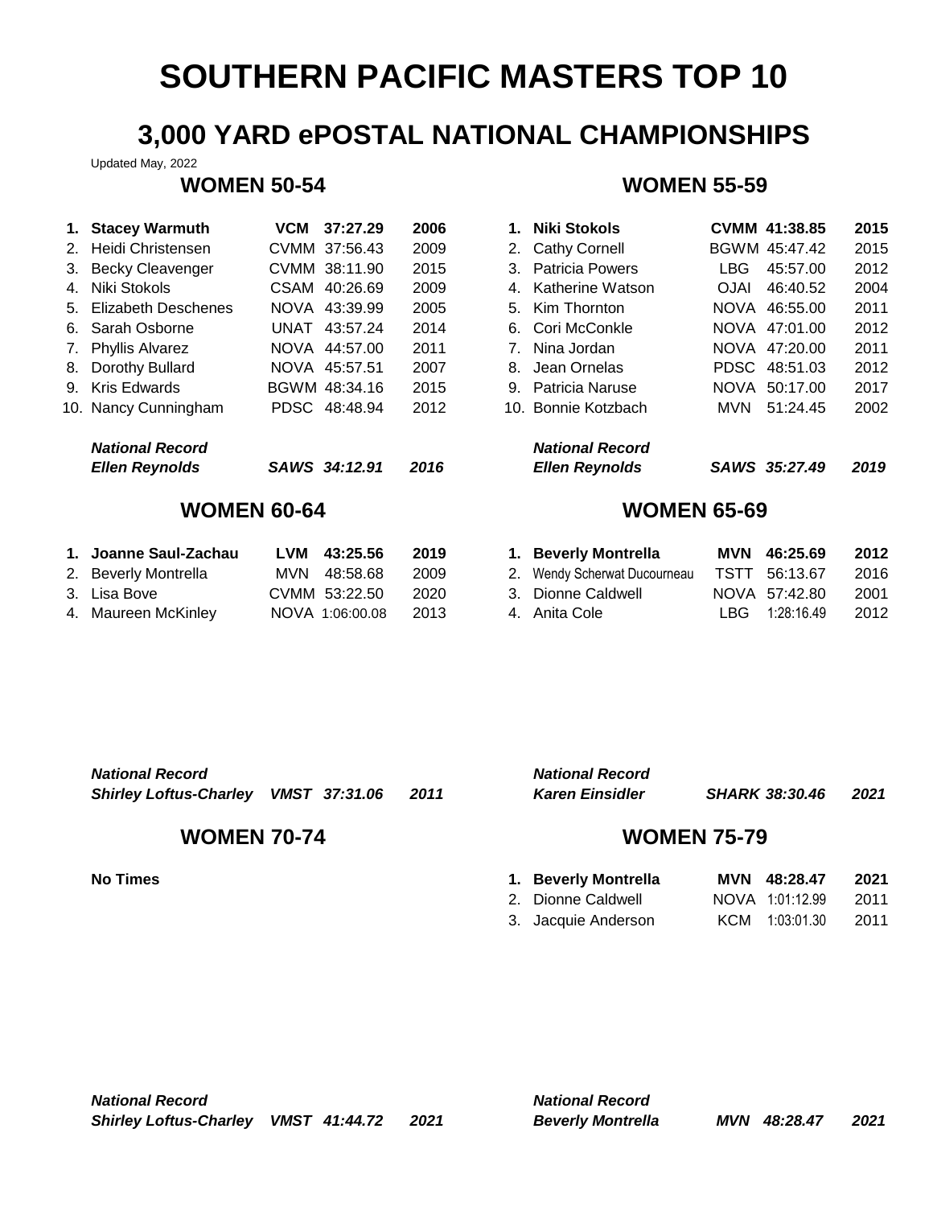# SOUTHERN PACIFIC MASTERS TOP 10

## 3,000 YARD ePOSTAL NATIONAL CHAMPIONSHIPS

Updated May, 2022

### WOMEN 50-54

| | Name | Club | Time | Year |
|---|---|---|---|---|
| **1.** | **Stacey Warmuth** | **VCM** | **37:27.29** | **2006** |
| 2. | Heidi Christensen | CVMM | 37:56.43 | 2009 |
| 3. | Becky Cleavenger | CVMM | 38:11.90 | 2015 |
| 4. | Niki Stokols | CSAM | 40:26.69 | 2009 |
| 5. | Elizabeth Deschenes | NOVA | 43:39.99 | 2005 |
| 6. | Sarah Osborne | UNAT | 43:57.24 | 2014 |
| 7. | Phyllis Alvarez | NOVA | 44:57.00 | 2011 |
| 8. | Dorothy Bullard | NOVA | 45:57.51 | 2007 |
| 9. | Kris Edwards | BGWM | 48:34.16 | 2015 |
| 10. | Nancy Cunningham | PDSC | 48:48.94 | 2012 |

***National Record***
***Ellen Reynolds — SAWS 34:12.91 — 2016***

### WOMEN 55-59

| | Name | Club | Time | Year |
|---|---|---|---|---|
| **1.** | **Niki Stokols** | **CVMM** | **41:38.85** | **2015** |
| 2. | Cathy Cornell | BGWM | 45:47.42 | 2015 |
| 3. | Patricia Powers | LBG | 45:57.00 | 2012 |
| 4. | Katherine Watson | OJAI | 46:40.52 | 2004 |
| 5. | Kim Thornton | NOVA | 46:55.00 | 2011 |
| 6. | Cori McConkle | NOVA | 47:01.00 | 2012 |
| 7. | Nina Jordan | NOVA | 47:20.00 | 2011 |
| 8. | Jean Ornelas | PDSC | 48:51.03 | 2012 |
| 9. | Patricia Naruse | NOVA | 50:17.00 | 2017 |
| 10. | Bonnie Kotzbach | MVN | 51:24.45 | 2002 |

***National Record***
***Ellen Reynolds — SAWS 35:27.49 — 2019***

### WOMEN 60-64

| | Name | Club | Time | Year |
|---|---|---|---|---|
| **1.** | **Joanne Saul-Zachau** | **LVM** | **43:25.56** | **2019** |
| 2. | Beverly Montrella | MVN | 48:58.68 | 2009 |
| 3. | Lisa Bove | CVMM | 53:22.50 | 2020 |
| 4. | Maureen McKinley | NOVA | 1:06:00.08 | 2013 |

***National Record***
***Shirley Loftus-Charley — VMST 37:31.06 — 2011***

### WOMEN 65-69

| | Name | Club | Time | Year |
|---|---|---|---|---|
| **1.** | **Beverly Montrella** | **MVN** | **46:25.69** | **2012** |
| 2. | Wendy Scherwat Ducourneau | TSTT | 56:13.67 | 2016 |
| 3. | Dionne Caldwell | NOVA | 57:42.80 | 2001 |
| 4. | Anita Cole | LBG | 1:28:16.49 | 2012 |

***National Record***
***Karen Einsidler — SHARK 38:30.46 — 2021***

### WOMEN 70-74

**No Times**

***National Record***
***Shirley Loftus-Charley — VMST 41:44.72 — 2021***

### WOMEN 75-79

| | Name | Club | Time | Year |
|---|---|---|---|---|
| **1.** | **Beverly Montrella** | **MVN** | **48:28.47** | **2021** |
| 2. | Dionne Caldwell | NOVA | 1:01:12.99 | 2011 |
| 3. | Jacquie Anderson | KCM | 1:03:01.30 | 2011 |

***National Record***
***Beverly Montrella — MVN 48:28.47 — 2021***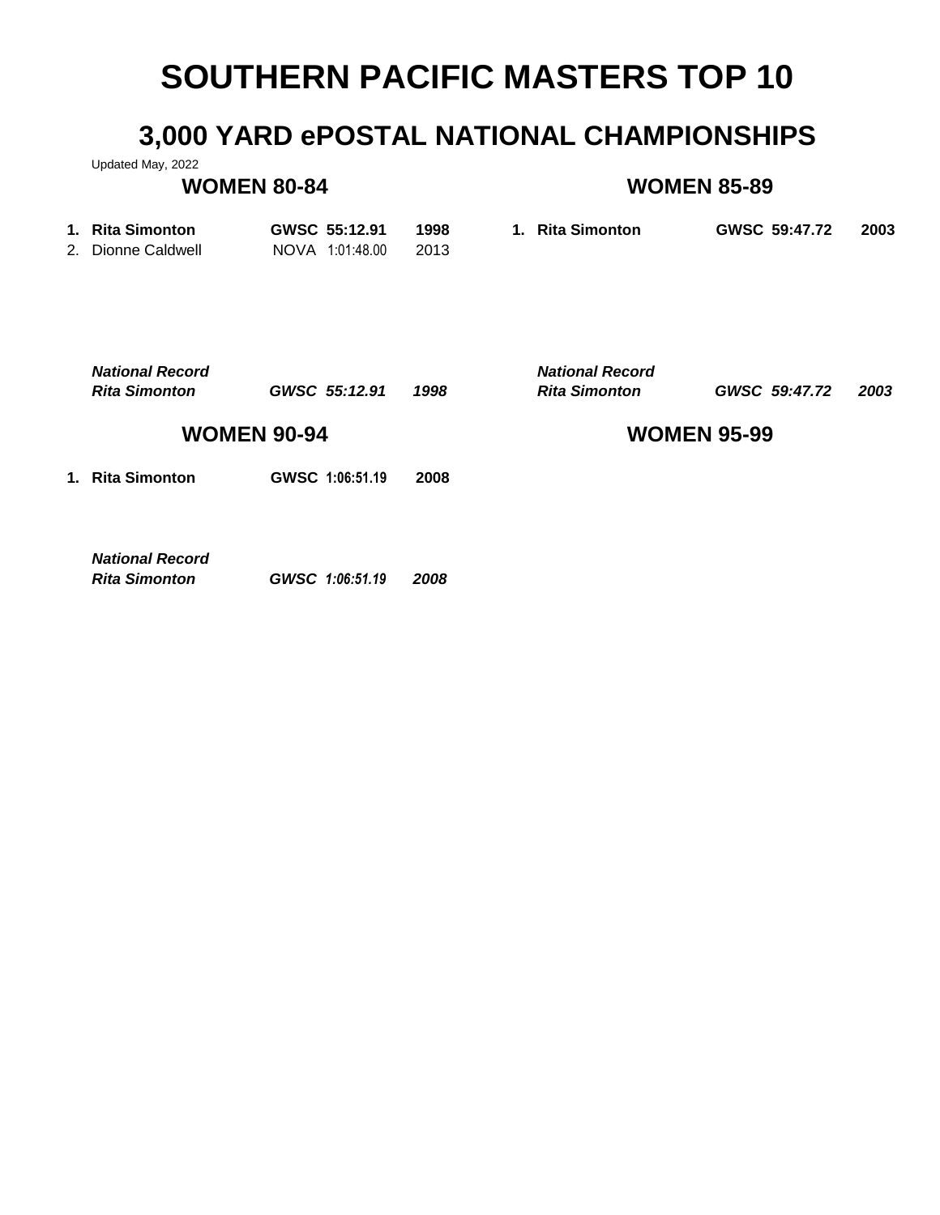# SOUTHERN PACIFIC MASTERS TOP 10

## 3,000 YARD ePOSTAL NATIONAL CHAMPIONSHIPS

Updated May, 2022

### WOMEN 80-84

| | Name | Club | Time | Year |
|---|---|---|---|---|
| **1.** | **Rita Simonton** | **GWSC** | **55:12.91** | **1998** |
| 2. | Dionne Caldwell | NOVA | 1:01:48.00 | 2013 |

***National Record***
***Rita Simonton GWSC 55:12.91 1998***

### WOMEN 85-89

| | Name | Club | Time | Year |
|---|---|---|---|---|
| **1.** | **Rita Simonton** | **GWSC** | **59:47.72** | **2003** |

***National Record***
***Rita Simonton GWSC 59:47.72 2003***

### WOMEN 90-94

| | Name | Club | Time | Year |
|---|---|---|---|---|
| **1.** | **Rita Simonton** | **GWSC** | **1:06:51.19** | **2008** |

***National Record***
***Rita Simonton GWSC 1:06:51.19 2008***

### WOMEN 95-99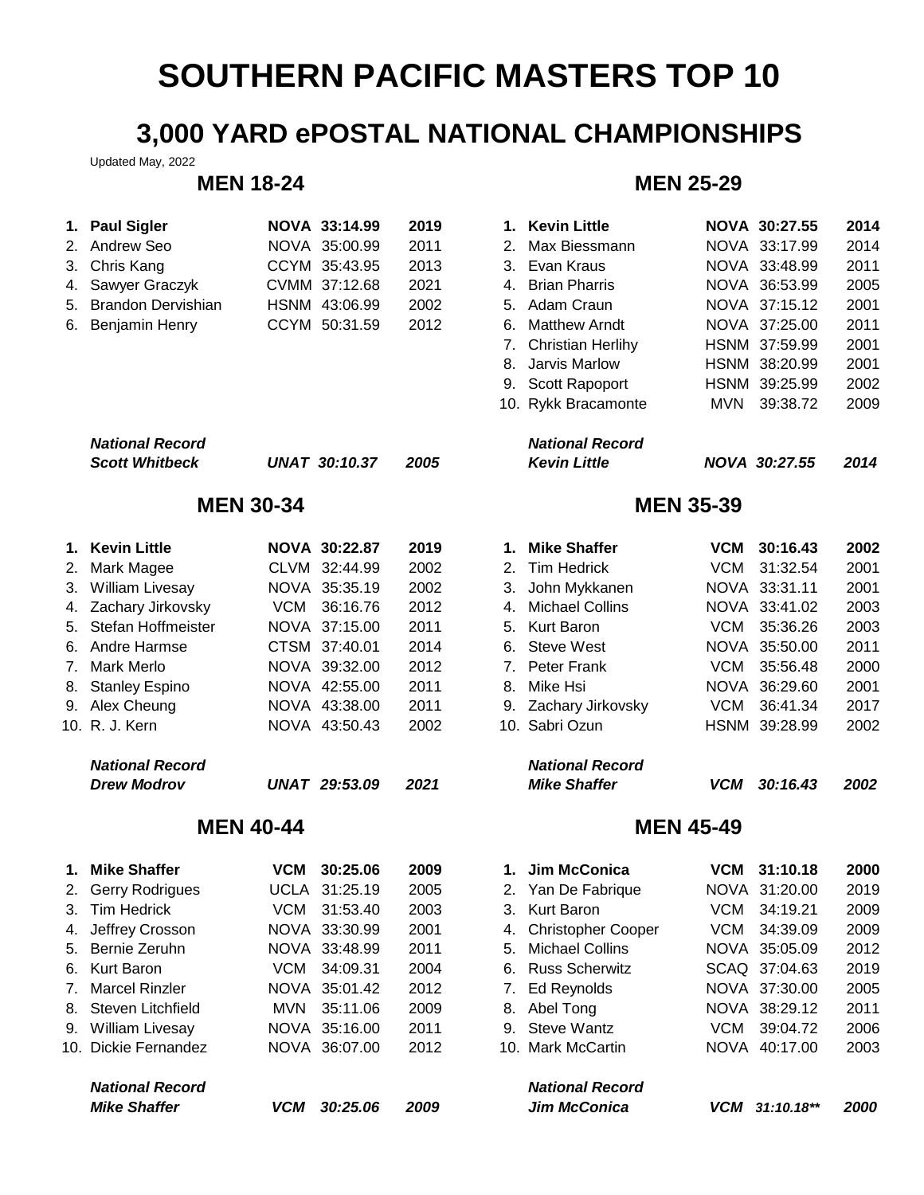# SOUTHERN PACIFIC MASTERS TOP 10

## 3,000 YARD ePOSTAL NATIONAL CHAMPIONSHIPS

Updated May, 2022

### MEN 18-24

| | Name | Club | Time | Year |
|---|---|---|---|---|
| **1.** | **Paul Sigler** | **NOVA** | **33:14.99** | **2019** |
| 2. | Andrew Seo | NOVA | 35:00.99 | 2011 |
| 3. | Chris Kang | CCYM | 35:43.95 | 2013 |
| 4. | Sawyer Graczyk | CVMM | 37:12.68 | 2021 |
| 5. | Brandon Dervishian | HSNM | 43:06.99 | 2002 |
| 6. | Benjamin Henry | CCYM | 50:31.59 | 2012 |

***National Record***
***Scott Whitbeck — UNAT — 30:10.37 — 2005***

### MEN 25-29

| | Name | Club | Time | Year |
|---|---|---|---|---|
| **1.** | **Kevin Little** | **NOVA** | **30:27.55** | **2014** |
| 2. | Max Biessmann | NOVA | 33:17.99 | 2014 |
| 3. | Evan Kraus | NOVA | 33:48.99 | 2011 |
| 4. | Brian Pharris | NOVA | 36:53.99 | 2005 |
| 5. | Adam Craun | NOVA | 37:15.12 | 2001 |
| 6. | Matthew Arndt | NOVA | 37:25.00 | 2011 |
| 7. | Christian Herlihy | HSNM | 37:59.99 | 2001 |
| 8. | Jarvis Marlow | HSNM | 38:20.99 | 2001 |
| 9. | Scott Rapoport | HSNM | 39:25.99 | 2002 |
| 10. | Rykk Bracamonte | MVN | 39:38.72 | 2009 |

***National Record***
***Kevin Little — NOVA — 30:27.55 — 2014***

### MEN 30-34

| | Name | Club | Time | Year |
|---|---|---|---|---|
| **1.** | **Kevin Little** | **NOVA** | **30:22.87** | **2019** |
| 2. | Mark Magee | CLVM | 32:44.99 | 2002 |
| 3. | William Livesay | NOVA | 35:35.19 | 2002 |
| 4. | Zachary Jirkovsky | VCM | 36:16.76 | 2012 |
| 5. | Stefan Hoffmeister | NOVA | 37:15.00 | 2011 |
| 6. | Andre Harmse | CTSM | 37:40.01 | 2014 |
| 7. | Mark Merlo | NOVA | 39:32.00 | 2012 |
| 8. | Stanley Espino | NOVA | 42:55.00 | 2011 |
| 9. | Alex Cheung | NOVA | 43:38.00 | 2011 |
| 10. | R. J. Kern | NOVA | 43:50.43 | 2002 |

***National Record***
***Drew Modrov — UNAT — 29:53.09 — 2021***

### MEN 35-39

| | Name | Club | Time | Year |
|---|---|---|---|---|
| **1.** | **Mike Shaffer** | **VCM** | **30:16.43** | **2002** |
| 2. | Tim Hedrick | VCM | 31:32.54 | 2001 |
| 3. | John Mykkanen | NOVA | 33:31.11 | 2001 |
| 4. | Michael Collins | NOVA | 33:41.02 | 2003 |
| 5. | Kurt Baron | VCM | 35:36.26 | 2003 |
| 6. | Steve West | NOVA | 35:50.00 | 2011 |
| 7. | Peter Frank | VCM | 35:56.48 | 2000 |
| 8. | Mike Hsi | NOVA | 36:29.60 | 2001 |
| 9. | Zachary Jirkovsky | VCM | 36:41.34 | 2017 |
| 10. | Sabri Ozun | HSNM | 39:28.99 | 2002 |

***National Record***
***Mike Shaffer — VCM — 30:16.43 — 2002***

### MEN 40-44

| | Name | Club | Time | Year |
|---|---|---|---|---|
| **1.** | **Mike Shaffer** | **VCM** | **30:25.06** | **2009** |
| 2. | Gerry Rodrigues | UCLA | 31:25.19 | 2005 |
| 3. | Tim Hedrick | VCM | 31:53.40 | 2003 |
| 4. | Jeffrey Crosson | NOVA | 33:30.99 | 2001 |
| 5. | Bernie Zeruhn | NOVA | 33:48.99 | 2011 |
| 6. | Kurt Baron | VCM | 34:09.31 | 2004 |
| 7. | Marcel Rinzler | NOVA | 35:01.42 | 2012 |
| 8. | Steven Litchfield | MVN | 35:11.06 | 2009 |
| 9. | William Livesay | NOVA | 35:16.00 | 2011 |
| 10. | Dickie Fernandez | NOVA | 36:07.00 | 2012 |

***National Record***
***Mike Shaffer — VCM — 30:25.06 — 2009***

### MEN 45-49

| | Name | Club | Time | Year |
|---|---|---|---|---|
| **1.** | **Jim McConica** | **VCM** | **31:10.18** | **2000** |
| 2. | Yan De Fabrique | NOVA | 31:20.00 | 2019 |
| 3. | Kurt Baron | VCM | 34:19.21 | 2009 |
| 4. | Christopher Cooper | VCM | 34:39.09 | 2009 |
| 5. | Michael Collins | NOVA | 35:05.09 | 2012 |
| 6. | Russ Scherwitz | SCAQ | 37:04.63 | 2019 |
| 7. | Ed Reynolds | NOVA | 37:30.00 | 2005 |
| 8. | Abel Tong | NOVA | 38:29.12 | 2011 |
| 9. | Steve Wantz | VCM | 39:04.72 | 2006 |
| 10. | Mark McCartin | NOVA | 40:17.00 | 2003 |

***National Record***
***Jim McConica — VCM — 31:10.18** — 2000***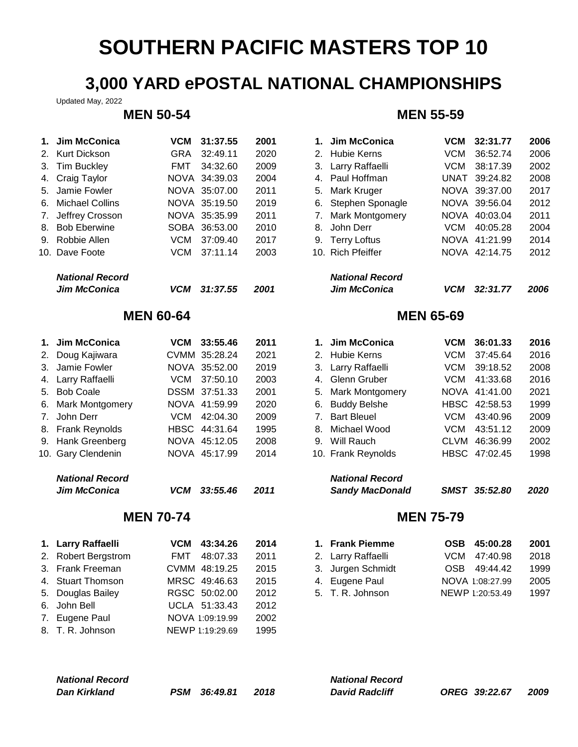# SOUTHERN PACIFIC MASTERS TOP 10

## 3,000 YARD ePOSTAL NATIONAL CHAMPIONSHIPS

Updated May, 2022

### MEN 50-54

| | Name | Club | Time | Year |
|---|---|---|---|---|
| **1.** | **Jim McConica** | **VCM** | **31:37.55** | **2001** |
| 2. | Kurt Dickson | GRA | 32:49.11 | 2020 |
| 3. | Tim Buckley | FMT | 34:32.60 | 2009 |
| 4. | Craig Taylor | NOVA | 34:39.03 | 2004 |
| 5. | Jamie Fowler | NOVA | 35:07.00 | 2011 |
| 6. | Michael Collins | NOVA | 35:19.50 | 2019 |
| 7. | Jeffrey Crosson | NOVA | 35:35.99 | 2011 |
| 8. | Bob Eberwine | SOBA | 36:53.00 | 2010 |
| 9. | Robbie Allen | VCM | 37:09.40 | 2017 |
| 10. | Dave Foote | VCM | 37:11.14 | 2003 |

***National Record***
***Jim McConica — VCM — 31:37.55 — 2001***

### MEN 55-59

| | Name | Club | Time | Year |
|---|---|---|---|---|
| **1.** | **Jim McConica** | **VCM** | **32:31.77** | **2006** |
| 2. | Hubie Kerns | VCM | 36:52.74 | 2006 |
| 3. | Larry Raffaelli | VCM | 38:17.39 | 2002 |
| 4. | Paul Hoffman | UNAT | 39:24.82 | 2008 |
| 5. | Mark Kruger | NOVA | 39:37.00 | 2017 |
| 6. | Stephen Sponagle | NOVA | 39:56.04 | 2012 |
| 7. | Mark Montgomery | NOVA | 40:03.04 | 2011 |
| 8. | John Derr | VCM | 40:05.28 | 2004 |
| 9. | Terry Loftus | NOVA | 41:21.99 | 2014 |
| 10. | Rich Pfeiffer | NOVA | 42:14.75 | 2012 |

***National Record***
***Jim McConica — VCM — 32:31.77 — 2006***

### MEN 60-64

| | Name | Club | Time | Year |
|---|---|---|---|---|
| **1.** | **Jim McConica** | **VCM** | **33:55.46** | **2011** |
| 2. | Doug Kajiwara | CVMM | 35:28.24 | 2021 |
| 3. | Jamie Fowler | NOVA | 35:52.00 | 2019 |
| 4. | Larry Raffaelli | VCM | 37:50.10 | 2003 |
| 5. | Bob Coale | DSSM | 37:51.33 | 2001 |
| 6. | Mark Montgomery | NOVA | 41:59.99 | 2020 |
| 7. | John Derr | VCM | 42:04.30 | 2009 |
| 8. | Frank Reynolds | HBSC | 44:31.64 | 1995 |
| 9. | Hank Greenberg | NOVA | 45:12.05 | 2008 |
| 10. | Gary Clendenin | NOVA | 45:17.99 | 2014 |

***National Record***
***Jim McConica — VCM — 33:55.46 — 2011***

### MEN 65-69

| | Name | Club | Time | Year |
|---|---|---|---|---|
| **1.** | **Jim McConica** | **VCM** | **36:01.33** | **2016** |
| 2. | Hubie Kerns | VCM | 37:45.64 | 2016 |
| 3. | Larry Raffaelli | VCM | 39:18.52 | 2008 |
| 4. | Glenn Gruber | VCM | 41:33.68 | 2016 |
| 5. | Mark Montgomery | NOVA | 41:41.00 | 2021 |
| 6. | Buddy Belshe | HBSC | 42:58.53 | 1999 |
| 7. | Bart Bleuel | VCM | 43:40.96 | 2009 |
| 8. | Michael Wood | VCM | 43:51.12 | 2009 |
| 9. | Will Rauch | CLVM | 46:36.99 | 2002 |
| 10. | Frank Reynolds | HBSC | 47:02.45 | 1998 |

***National Record***
***Sandy MacDonald — SMST — 35:52.80 — 2020***

### MEN 70-74

| | Name | Club | Time | Year |
|---|---|---|---|---|
| **1.** | **Larry Raffaelli** | **VCM** | **43:34.26** | **2014** |
| 2. | Robert Bergstrom | FMT | 48:07.33 | 2011 |
| 3. | Frank Freeman | CVMM | 48:19.25 | 2015 |
| 4. | Stuart Thomson | MRSC | 49:46.63 | 2015 |
| 5. | Douglas Bailey | RGSC | 50:02.00 | 2012 |
| 6. | John Bell | UCLA | 51:33.43 | 2012 |
| 7. | Eugene Paul | NOVA | 1:09:19.99 | 2002 |
| 8. | T. R. Johnson | NEWP | 1:19:29.69 | 1995 |

***National Record***
***Dan Kirkland — PSM — 36:49.81 — 2018***

### MEN 75-79

| | Name | Club | Time | Year |
|---|---|---|---|---|
| **1.** | **Frank Piemme** | **OSB** | **45:00.28** | **2001** |
| 2. | Larry Raffaelli | VCM | 47:40.98 | 2018 |
| 3. | Jurgen Schmidt | OSB | 49:44.42 | 1999 |
| 4. | Eugene Paul | NOVA | 1:08:27.99 | 2005 |
| 5. | T. R. Johnson | NEWP | 1:20:53.49 | 1997 |

***National Record***
***David Radcliff — OREG — 39:22.67 — 2009***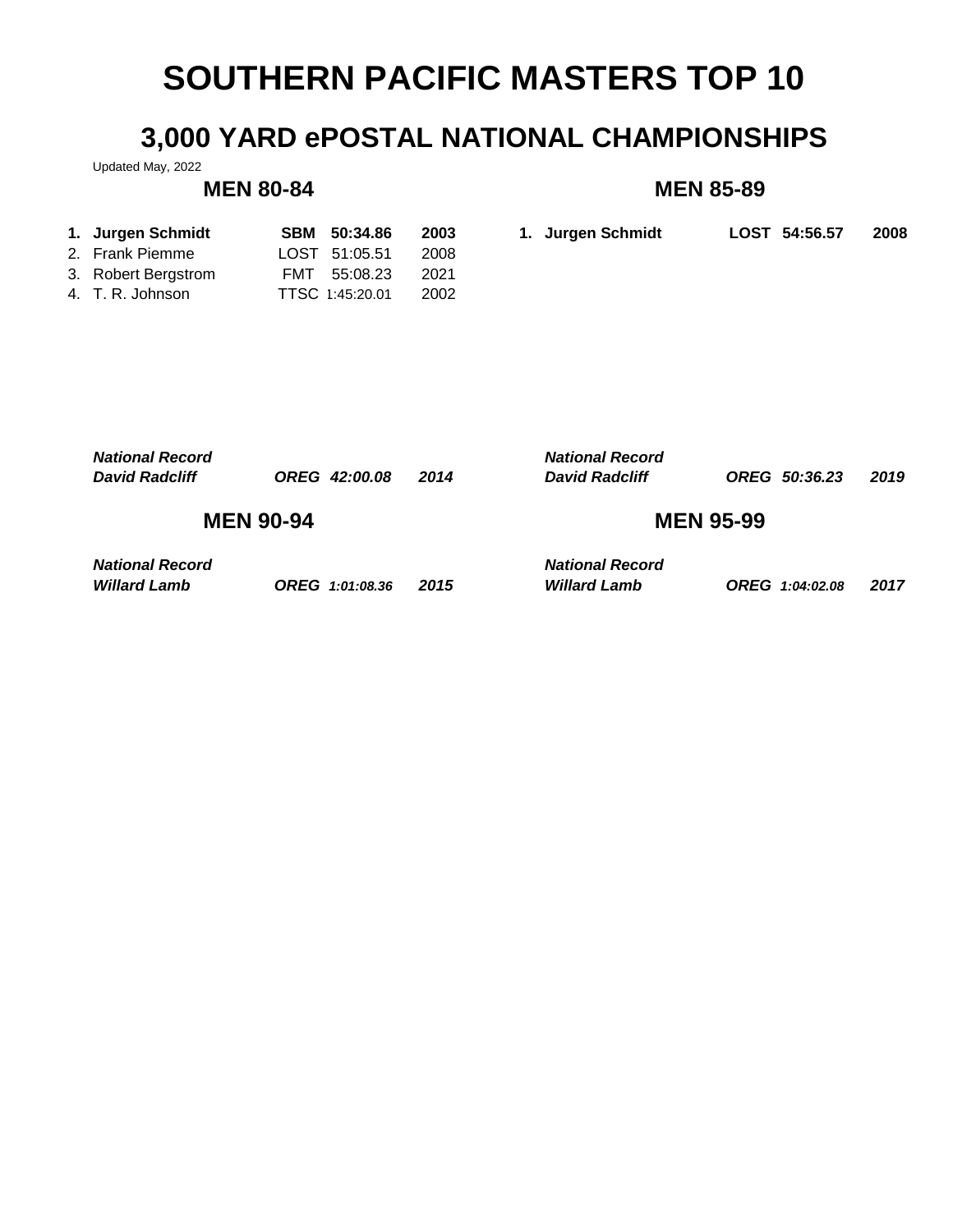# SOUTHERN PACIFIC MASTERS TOP 10

## 3,000 YARD ePOSTAL NATIONAL CHAMPIONSHIPS

Updated May, 2022

### MEN 80-84

| | | | | |
|---|---|---|---|---|
| **1.** | **Jurgen Schmidt** | **SBM** | **50:34.86** | **2003** |
| 2. | Frank Piemme | LOST | 51:05.51 | 2008 |
| 3. | Robert Bergstrom | FMT | 55:08.23 | 2021 |
| 4. | T. R. Johnson | TTSC | 1:45:20.01 | 2002 |

***National Record***
***David Radcliff OREG 42:00.08 2014***

### MEN 85-89

| | | | | |
|---|---|---|---|---|
| **1.** | **Jurgen Schmidt** | **LOST** | **54:56.57** | **2008** |

***National Record***
***David Radcliff OREG 50:36.23 2019***

### MEN 90-94

***National Record***
***Willard Lamb OREG 1:01:08.36 2015***

### MEN 95-99

***National Record***
***Willard Lamb OREG 1:04:02.08 2017***